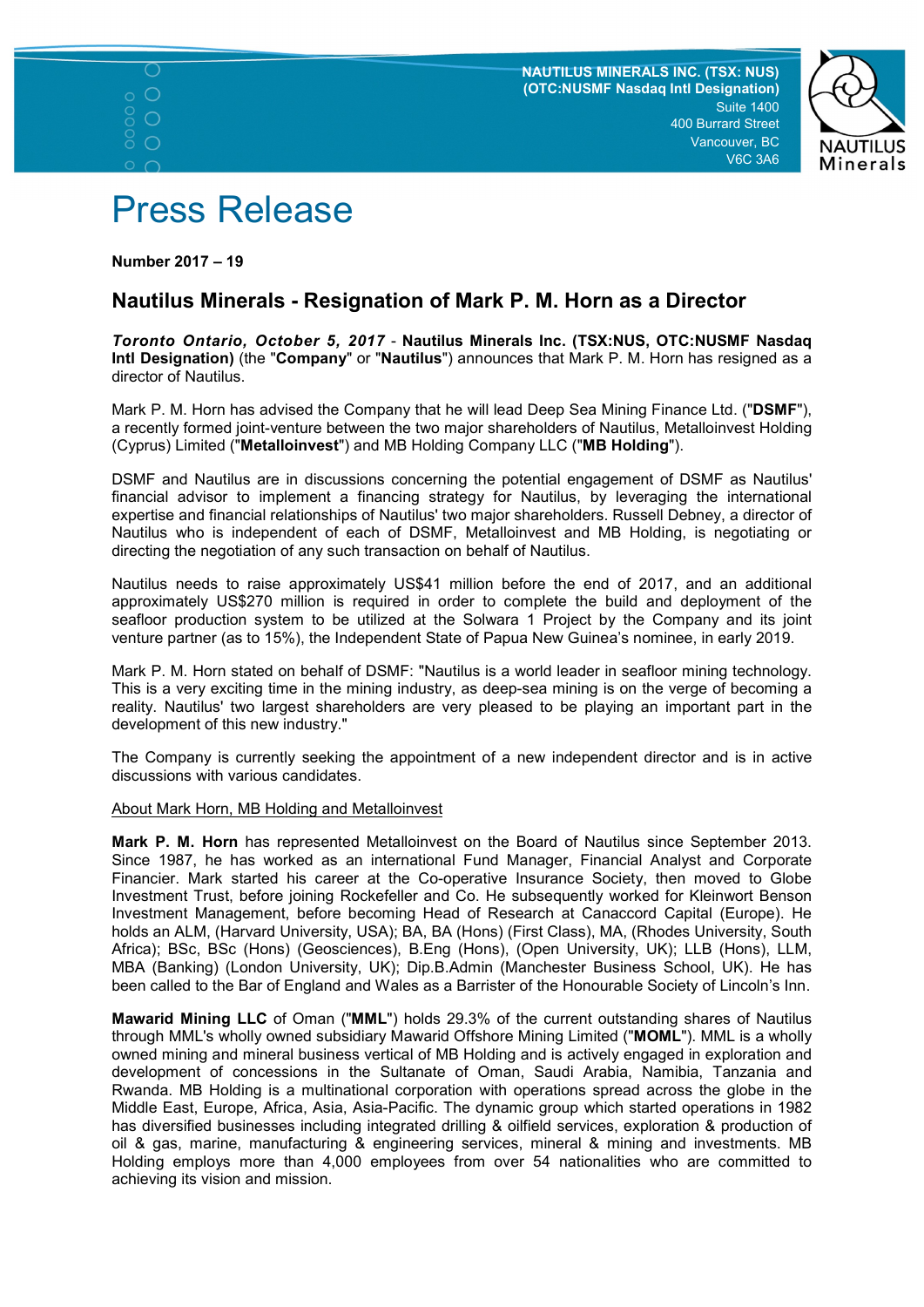NAUTILUS MINERALS INC. (TSX: NUS)
(OTC:NUSMF Nasdaq Intl Designation)
Suite 1400
400 Burrard Street
Vancouver, BC
V6C 3A6

# Press Release

**Number 2017 – 19**

## Nautilus Minerals - Resignation of Mark P. M. Horn as a Director

***Toronto Ontario, October 5, 2017*** - **Nautilus Minerals Inc. (TSX:NUS, OTC:NUSMF Nasdaq Intl Designation)** (the "**Company**" or "**Nautilus**") announces that Mark P. M. Horn has resigned as a director of Nautilus.

Mark P. M. Horn has advised the Company that he will lead Deep Sea Mining Finance Ltd. ("**DSMF**"), a recently formed joint-venture between the two major shareholders of Nautilus, Metalloinvest Holding (Cyprus) Limited ("**Metalloinvest**") and MB Holding Company LLC ("**MB Holding**").

DSMF and Nautilus are in discussions concerning the potential engagement of DSMF as Nautilus' financial advisor to implement a financing strategy for Nautilus, by leveraging the international expertise and financial relationships of Nautilus' two major shareholders. Russell Debney, a director of Nautilus who is independent of each of DSMF, Metalloinvest and MB Holding, is negotiating or directing the negotiation of any such transaction on behalf of Nautilus.

Nautilus needs to raise approximately US$41 million before the end of 2017, and an additional approximately US$270 million is required in order to complete the build and deployment of the seafloor production system to be utilized at the Solwara 1 Project by the Company and its joint venture partner (as to 15%), the Independent State of Papua New Guinea's nominee, in early 2019.

Mark P. M. Horn stated on behalf of DSMF: "Nautilus is a world leader in seafloor mining technology. This is a very exciting time in the mining industry, as deep-sea mining is on the verge of becoming a reality. Nautilus' two largest shareholders are very pleased to be playing an important part in the development of this new industry."

The Company is currently seeking the appointment of a new independent director and is in active discussions with various candidates.

<u>About Mark Horn, MB Holding and Metalloinvest</u>

**Mark P. M. Horn** has represented Metalloinvest on the Board of Nautilus since September 2013. Since 1987, he has worked as an international Fund Manager, Financial Analyst and Corporate Financier. Mark started his career at the Co-operative Insurance Society, then moved to Globe Investment Trust, before joining Rockefeller and Co. He subsequently worked for Kleinwort Benson Investment Management, before becoming Head of Research at Canaccord Capital (Europe). He holds an ALM, (Harvard University, USA); BA, BA (Hons) (First Class), MA, (Rhodes University, South Africa); BSc, BSc (Hons) (Geosciences), B.Eng (Hons), (Open University, UK); LLB (Hons), LLM, MBA (Banking) (London University, UK); Dip.B.Admin (Manchester Business School, UK). He has been called to the Bar of England and Wales as a Barrister of the Honourable Society of Lincoln's Inn.

**Mawarid Mining LLC** of Oman ("**MML**") holds 29.3% of the current outstanding shares of Nautilus through MML's wholly owned subsidiary Mawarid Offshore Mining Limited ("**MOML**"). MML is a wholly owned mining and mineral business vertical of MB Holding and is actively engaged in exploration and development of concessions in the Sultanate of Oman, Saudi Arabia, Namibia, Tanzania and Rwanda. MB Holding is a multinational corporation with operations spread across the globe in the Middle East, Europe, Africa, Asia, Asia-Pacific. The dynamic group which started operations in 1982 has diversified businesses including integrated drilling & oilfield services, exploration & production of oil & gas, marine, manufacturing & engineering services, mineral & mining and investments. MB Holding employs more than 4,000 employees from over 54 nationalities who are committed to achieving its vision and mission.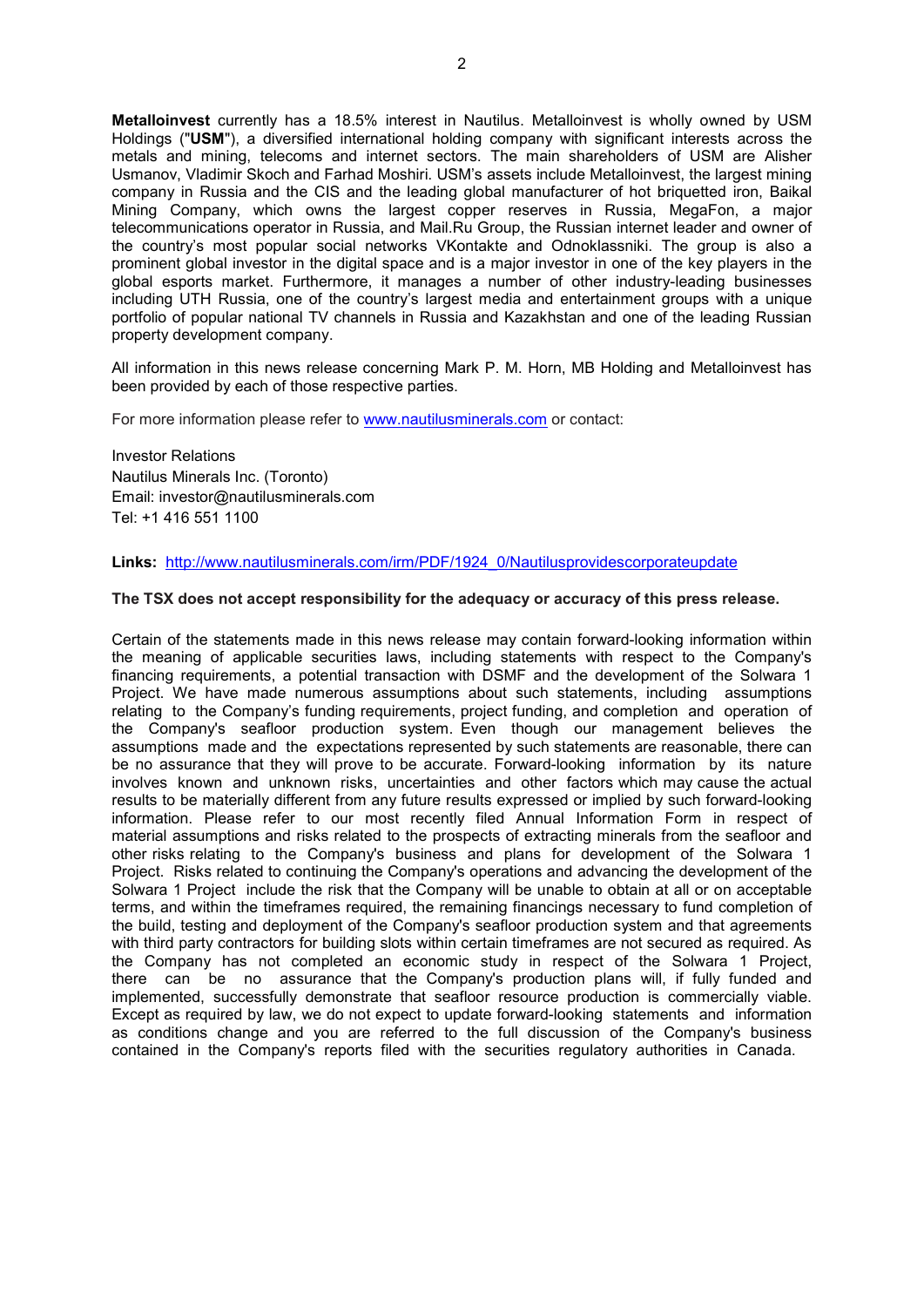**Metalloinvest** currently has a 18.5% interest in Nautilus. Metalloinvest is wholly owned by USM Holdings ("**USM**"), a diversified international holding company with significant interests across the metals and mining, telecoms and internet sectors. The main shareholders of USM are Alisher Usmanov, Vladimir Skoch and Farhad Moshiri. USM's assets include Metalloinvest, the largest mining company in Russia and the CIS and the leading global manufacturer of hot briquetted iron, Baikal Mining Company, which owns the largest copper reserves in Russia, MegaFon, a major telecommunications operator in Russia, and Mail.Ru Group, the Russian internet leader and owner of the country's most popular social networks VKontakte and Odnoklassniki. The group is also a prominent global investor in the digital space and is a major investor in one of the key players in the global esports market. Furthermore, it manages a number of other industry-leading businesses including UTH Russia, one of the country's largest media and entertainment groups with a unique portfolio of popular national TV channels in Russia and Kazakhstan and one of the leading Russian property development company.

All information in this news release concerning Mark P. M. Horn, MB Holding and Metalloinvest has been provided by each of those respective parties.

For more information please refer to www.nautilusminerals.com or contact:

Investor Relations
Nautilus Minerals Inc. (Toronto)
Email: investor@nautilusminerals.com
Tel: +1 416 551 1100

**Links:** http://www.nautilusminerals.com/irm/PDF/1924_0/Nautilusprovidescorporateupdate

**The TSX does not accept responsibility for the adequacy or accuracy of this press release.**

Certain of the statements made in this news release may contain forward-looking information within the meaning of applicable securities laws, including statements with respect to the Company's financing requirements, a potential transaction with DSMF and the development of the Solwara 1 Project. We have made numerous assumptions about such statements, including assumptions relating to the Company's funding requirements, project funding, and completion and operation of the Company's seafloor production system. Even though our management believes the assumptions made and the expectations represented by such statements are reasonable, there can be no assurance that they will prove to be accurate. Forward-looking information by its nature involves known and unknown risks, uncertainties and other factors which may cause the actual results to be materially different from any future results expressed or implied by such forward-looking information. Please refer to our most recently filed Annual Information Form in respect of material assumptions and risks related to the prospects of extracting minerals from the seafloor and other risks relating to the Company's business and plans for development of the Solwara 1 Project. Risks related to continuing the Company's operations and advancing the development of the Solwara 1 Project include the risk that the Company will be unable to obtain at all or on acceptable terms, and within the timeframes required, the remaining financings necessary to fund completion of the build, testing and deployment of the Company's seafloor production system and that agreements with third party contractors for building slots within certain timeframes are not secured as required. As the Company has not completed an economic study in respect of the Solwara 1 Project, there can be no assurance that the Company's production plans will, if fully funded and implemented, successfully demonstrate that seafloor resource production is commercially viable. Except as required by law, we do not expect to update forward-looking statements and information as conditions change and you are referred to the full discussion of the Company's business contained in the Company's reports filed with the securities regulatory authorities in Canada.